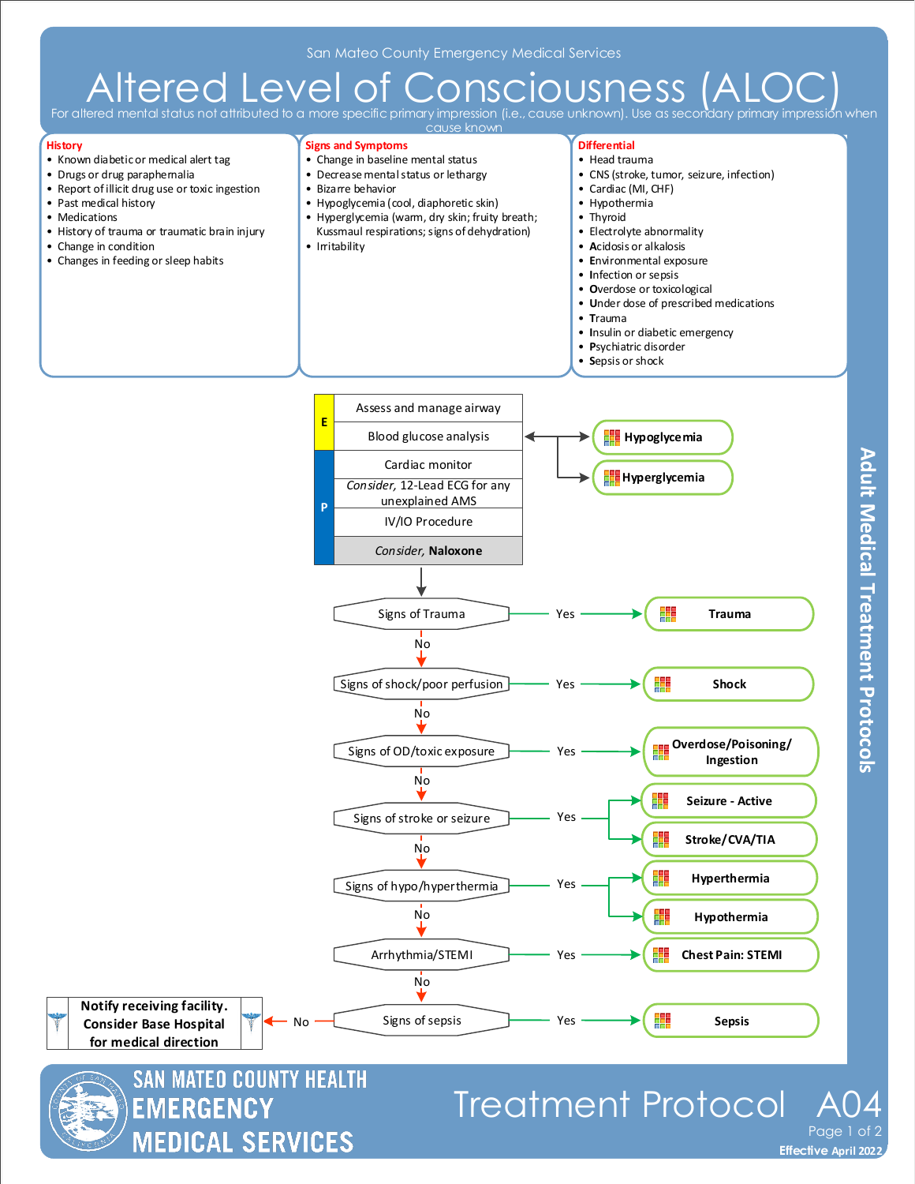San Mateo County Emergency Medical Services

# Altered Level of Consciousness (ALOC)

For altered mental status not attributed to a more specific primary impression (i.e., cause unknown). Use as secondary primary impression when cause known

## History
- Known diabetic or medical alert tag
- Drugs or drug paraphernalia
- Report of illicit drug use or toxic ingestion
- Past medical history
- Medications
- History of trauma or traumatic brain injury
- Change in condition
- Changes in feeding or sleep habits

## Signs and Symptoms
- Change in baseline mental status
- Decrease mental status or lethargy
- Bizarre behavior
- Hypoglycemia (cool, diaphoretic skin)
- Hyperglycemia (warm, dry skin; fruity breath; Kussmaul respirations; signs of dehydration)
- Irritability

## Differential
- Head trauma
- CNS (stroke, tumor, seizure, infection)
- Cardiac (MI, CHF)
- Hypothermia
- Thyroid
- Electrolyte abnormality
- Acidosis or alkalosis
- Environmental exposure
- Infection or sepsis
- Overdose or toxicological
- Under dose of prescribed medications
- Trauma
- Insulin or diabetic emergency
- Psychiatric disorder
- Sepsis or shock

## Treatment

**E**
- Assess and manage airway
- Blood glucose analysis → **Hypoglycemia** / **Hyperglycemia**

**P**
- Cardiac monitor
- *Consider,* 12-Lead ECG for any unexplained AMS
- IV/IO Procedure
- *Consider,* **Naloxone**

Then:

- Signs of Trauma — Yes → **Trauma**; No ↓
- Signs of shock/poor perfusion — Yes → **Shock**; No ↓
- Signs of OD/toxic exposure — Yes → **Overdose/Poisoning/ Ingestion**; No ↓
- Signs of stroke or seizure — Yes → **Seizure - Active** / **Stroke/CVA/TIA**; No ↓
- Signs of hypo/hyperthermia — Yes → **Hyperthermia** / **Hypothermia**; No ↓
- Arrhythmia/STEMI — Yes → **Chest Pain: STEMI**; No ↓
- Signs of sepsis — Yes → **Sepsis**; No → **Notify receiving facility. Consider Base Hospital for medical direction**

Adult Medical Treatment Protocols

SAN MATEO COUNTY HEALTH EMERGENCY MEDICAL SERVICES

Treatment Protocol A04

Effective April 2022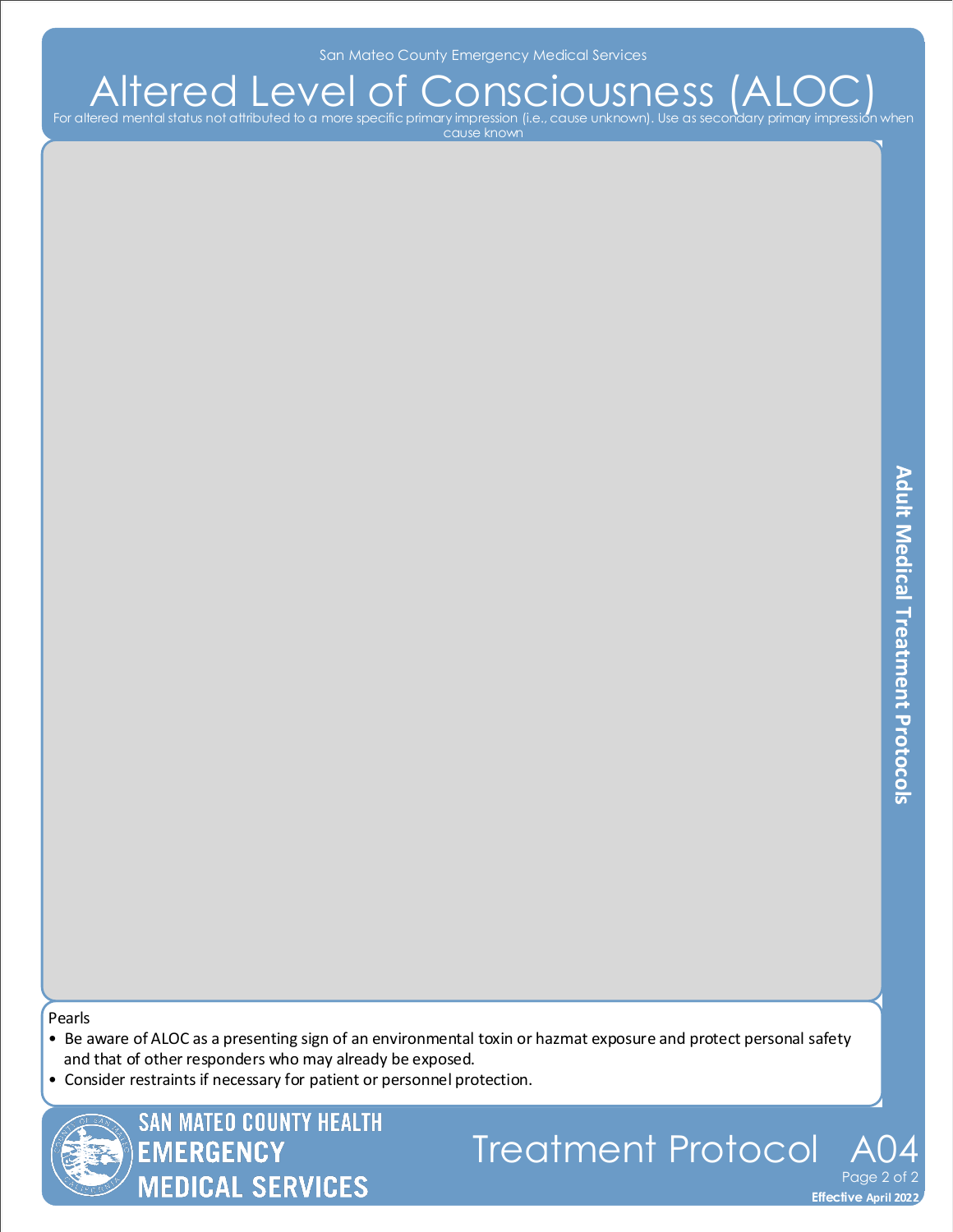San Mateo County Emergency Medical Services

# Altered Level of Consciousness (ALOC)

For altered mental status not attributed to a more specific primary impression (i.e., cause unknown). Use as secondary primary impression when cause known

Pearls

- Be aware of ALOC as a presenting sign of an environmental toxin or hazmat exposure and protect personal safety and that of other responders who may already be exposed.
- Consider restraints if necessary for patient or personnel protection.